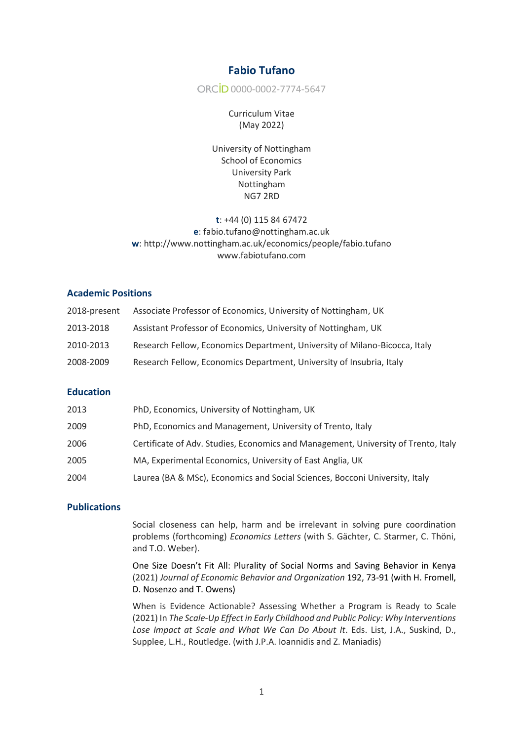# Fabio Tufano

ORCID 0000-0002-7774-5647

Curriculum Vitae
(May 2022)

University of Nottingham
School of Economics
University Park
Nottingham
NG7 2RD

**t**: +44 (0) 115 84 67472
**e**: fabio.tufano@nottingham.ac.uk
**w**: http://www.nottingham.ac.uk/economics/people/fabio.tufano
www.fabiotufano.com

## Academic Positions

| | |
|---|---|
| 2018-present | Associate Professor of Economics, University of Nottingham, UK |
| 2013-2018 | Assistant Professor of Economics, University of Nottingham, UK |
| 2010-2013 | Research Fellow, Economics Department, University of Milano-Bicocca, Italy |
| 2008-2009 | Research Fellow, Economics Department, University of Insubria, Italy |

## Education

| | |
|---|---|
| 2013 | PhD, Economics, University of Nottingham, UK |
| 2009 | PhD, Economics and Management, University of Trento, Italy |
| 2006 | Certificate of Adv. Studies, Economics and Management, University of Trento, Italy |
| 2005 | MA, Experimental Economics, University of East Anglia, UK |
| 2004 | Laurea (BA & MSc), Economics and Social Sciences, Bocconi University, Italy |

## Publications

Social closeness can help, harm and be irrelevant in solving pure coordination problems (forthcoming) *Economics Letters* (with S. Gächter, C. Starmer, C. Thöni, and T.O. Weber).

One Size Doesn't Fit All: Plurality of Social Norms and Saving Behavior in Kenya (2021) *Journal of Economic Behavior and Organization* 192, 73-91 (with H. Fromell, D. Nosenzo and T. Owens)

When is Evidence Actionable? Assessing Whether a Program is Ready to Scale (2021) In *The Scale-Up Effect in Early Childhood and Public Policy: Why Interventions Lose Impact at Scale and What We Can Do About It*. Eds. List, J.A., Suskind, D., Supplee, L.H., Routledge. (with J.P.A. Ioannidis and Z. Maniadis)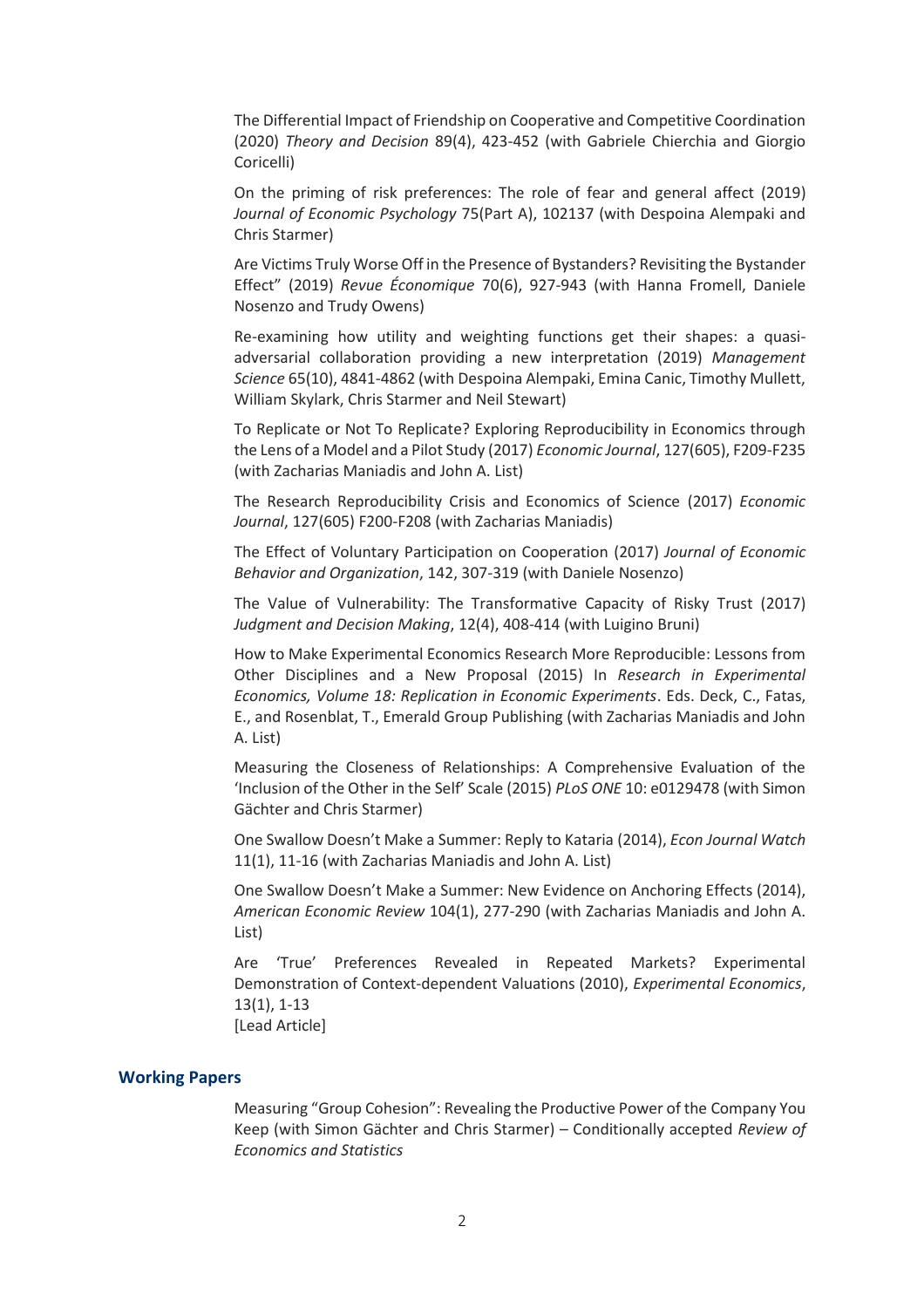The Differential Impact of Friendship on Cooperative and Competitive Coordination (2020) *Theory and Decision* 89(4), 423-452 (with Gabriele Chierchia and Giorgio Coricelli)

On the priming of risk preferences: The role of fear and general affect (2019) *Journal of Economic Psychology* 75(Part A), 102137 (with Despoina Alempaki and Chris Starmer)

Are Victims Truly Worse Off in the Presence of Bystanders? Revisiting the Bystander Effect" (2019) *Revue Économique* 70(6), 927-943 (with Hanna Fromell, Daniele Nosenzo and Trudy Owens)

Re-examining how utility and weighting functions get their shapes: a quasi-adversarial collaboration providing a new interpretation (2019) *Management Science* 65(10), 4841-4862 (with Despoina Alempaki, Emina Canic, Timothy Mullett, William Skylark, Chris Starmer and Neil Stewart)

To Replicate or Not To Replicate? Exploring Reproducibility in Economics through the Lens of a Model and a Pilot Study (2017) *Economic Journal*, 127(605), F209-F235 (with Zacharias Maniadis and John A. List)

The Research Reproducibility Crisis and Economics of Science (2017) *Economic Journal*, 127(605) F200-F208 (with Zacharias Maniadis)

The Effect of Voluntary Participation on Cooperation (2017) *Journal of Economic Behavior and Organization*, 142, 307-319 (with Daniele Nosenzo)

The Value of Vulnerability: The Transformative Capacity of Risky Trust (2017) *Judgment and Decision Making*, 12(4), 408-414 (with Luigino Bruni)

How to Make Experimental Economics Research More Reproducible: Lessons from Other Disciplines and a New Proposal (2015) In *Research in Experimental Economics, Volume 18: Replication in Economic Experiments*. Eds. Deck, C., Fatas, E., and Rosenblat, T., Emerald Group Publishing (with Zacharias Maniadis and John A. List)

Measuring the Closeness of Relationships: A Comprehensive Evaluation of the 'Inclusion of the Other in the Self' Scale (2015) *PLoS ONE* 10: e0129478 (with Simon Gächter and Chris Starmer)

One Swallow Doesn't Make a Summer: Reply to Kataria (2014), *Econ Journal Watch* 11(1), 11-16 (with Zacharias Maniadis and John A. List)

One Swallow Doesn't Make a Summer: New Evidence on Anchoring Effects (2014), *American Economic Review* 104(1), 277-290 (with Zacharias Maniadis and John A. List)

Are 'True' Preferences Revealed in Repeated Markets? Experimental Demonstration of Context-dependent Valuations (2010), *Experimental Economics*, 13(1), 1-13
[Lead Article]

## Working Papers

Measuring "Group Cohesion": Revealing the Productive Power of the Company You Keep (with Simon Gächter and Chris Starmer) – Conditionally accepted *Review of Economics and Statistics*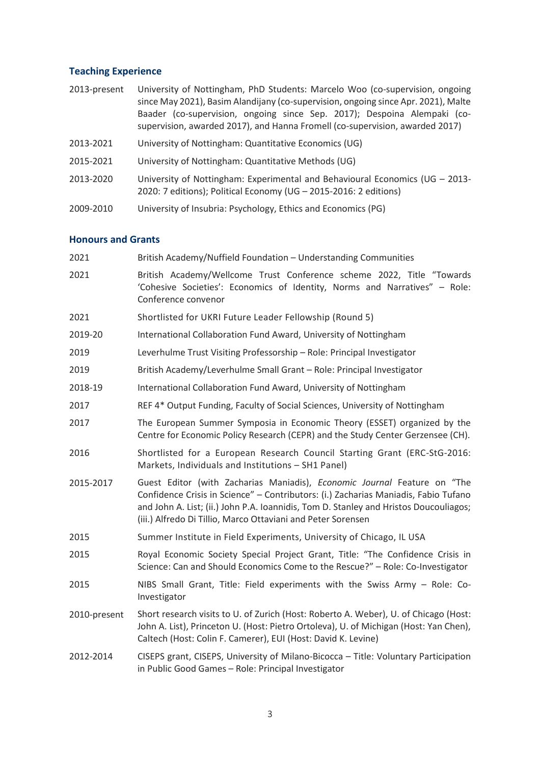## Teaching Experience

| | |
|---|---|
| 2013-present | University of Nottingham, PhD Students: Marcelo Woo (co-supervision, ongoing since May 2021), Basim Alandijany (co-supervision, ongoing since Apr. 2021), Malte Baader (co-supervision, ongoing since Sep. 2017); Despoina Alempaki (co-supervision, awarded 2017), and Hanna Fromell (co-supervision, awarded 2017) |
| 2013-2021 | University of Nottingham: Quantitative Economics (UG) |
| 2015-2021 | University of Nottingham: Quantitative Methods (UG) |
| 2013-2020 | University of Nottingham: Experimental and Behavioural Economics (UG – 2013-2020: 7 editions); Political Economy (UG – 2015-2016: 2 editions) |
| 2009-2010 | University of Insubria: Psychology, Ethics and Economics (PG) |

## Honours and Grants

| | |
|---|---|
| 2021 | British Academy/Nuffield Foundation – Understanding Communities |
| 2021 | British Academy/Wellcome Trust Conference scheme 2022, Title "Towards 'Cohesive Societies': Economics of Identity, Norms and Narratives" – Role: Conference convenor |
| 2021 | Shortlisted for UKRI Future Leader Fellowship (Round 5) |
| 2019-20 | International Collaboration Fund Award, University of Nottingham |
| 2019 | Leverhulme Trust Visiting Professorship – Role: Principal Investigator |
| 2019 | British Academy/Leverhulme Small Grant – Role: Principal Investigator |
| 2018-19 | International Collaboration Fund Award, University of Nottingham |
| 2017 | REF 4* Output Funding, Faculty of Social Sciences, University of Nottingham |
| 2017 | The European Summer Symposia in Economic Theory (ESSET) organized by the Centre for Economic Policy Research (CEPR) and the Study Center Gerzensee (CH). |
| 2016 | Shortlisted for a European Research Council Starting Grant (ERC-StG-2016: Markets, Individuals and Institutions – SH1 Panel) |
| 2015-2017 | Guest Editor (with Zacharias Maniadis), *Economic Journal* Feature on "The Confidence Crisis in Science" – Contributors: (i.) Zacharias Maniadis, Fabio Tufano and John A. List; (ii.) John P.A. Ioannidis, Tom D. Stanley and Hristos Doucouliagos; (iii.) Alfredo Di Tillio, Marco Ottaviani and Peter Sorensen |
| 2015 | Summer Institute in Field Experiments, University of Chicago, IL USA |
| 2015 | Royal Economic Society Special Project Grant, Title: "The Confidence Crisis in Science: Can and Should Economics Come to the Rescue?" – Role: Co-Investigator |
| 2015 | NIBS Small Grant, Title: Field experiments with the Swiss Army – Role: Co-Investigator |
| 2010-present | Short research visits to U. of Zurich (Host: Roberto A. Weber), U. of Chicago (Host: John A. List), Princeton U. (Host: Pietro Ortoleva), U. of Michigan (Host: Yan Chen), Caltech (Host: Colin F. Camerer), EUI (Host: David K. Levine) |
| 2012-2014 | CISEPS grant, CISEPS, University of Milano-Bicocca – Title: Voluntary Participation in Public Good Games – Role: Principal Investigator |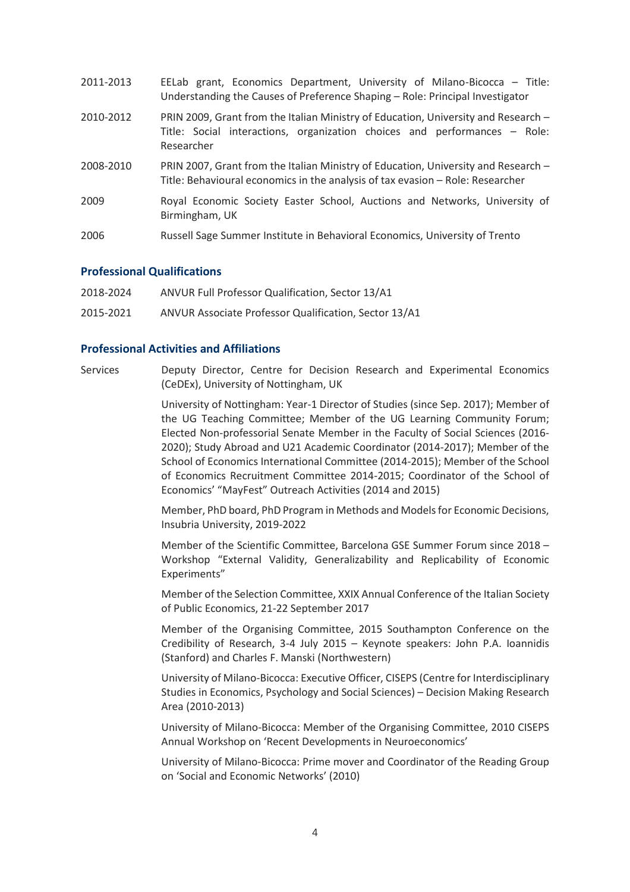2011-2013 EELab grant, Economics Department, University of Milano-Bicocca – Title: Understanding the Causes of Preference Shaping – Role: Principal Investigator

2010-2012 PRIN 2009, Grant from the Italian Ministry of Education, University and Research – Title: Social interactions, organization choices and performances – Role: Researcher

2008-2010 PRIN 2007, Grant from the Italian Ministry of Education, University and Research – Title: Behavioural economics in the analysis of tax evasion – Role: Researcher

2009 Royal Economic Society Easter School, Auctions and Networks, University of Birmingham, UK

2006 Russell Sage Summer Institute in Behavioral Economics, University of Trento

## Professional Qualifications

2018-2024 ANVUR Full Professor Qualification, Sector 13/A1

2015-2021 ANVUR Associate Professor Qualification, Sector 13/A1

## Professional Activities and Affiliations

Services

Deputy Director, Centre for Decision Research and Experimental Economics (CeDEx), University of Nottingham, UK

University of Nottingham: Year-1 Director of Studies (since Sep. 2017); Member of the UG Teaching Committee; Member of the UG Learning Community Forum; Elected Non-professorial Senate Member in the Faculty of Social Sciences (2016-2020); Study Abroad and U21 Academic Coordinator (2014-2017); Member of the School of Economics International Committee (2014-2015); Member of the School of Economics Recruitment Committee 2014-2015; Coordinator of the School of Economics' "MayFest" Outreach Activities (2014 and 2015)

Member, PhD board, PhD Program in Methods and Models for Economic Decisions, Insubria University, 2019-2022

Member of the Scientific Committee, Barcelona GSE Summer Forum since 2018 – Workshop "External Validity, Generalizability and Replicability of Economic Experiments"

Member of the Selection Committee, XXIX Annual Conference of the Italian Society of Public Economics, 21-22 September 2017

Member of the Organising Committee, 2015 Southampton Conference on the Credibility of Research, 3-4 July 2015 – Keynote speakers: John P.A. Ioannidis (Stanford) and Charles F. Manski (Northwestern)

University of Milano-Bicocca: Executive Officer, CISEPS (Centre for Interdisciplinary Studies in Economics, Psychology and Social Sciences) – Decision Making Research Area (2010-2013)

University of Milano-Bicocca: Member of the Organising Committee, 2010 CISEPS Annual Workshop on 'Recent Developments in Neuroeconomics'

University of Milano-Bicocca: Prime mover and Coordinator of the Reading Group on 'Social and Economic Networks' (2010)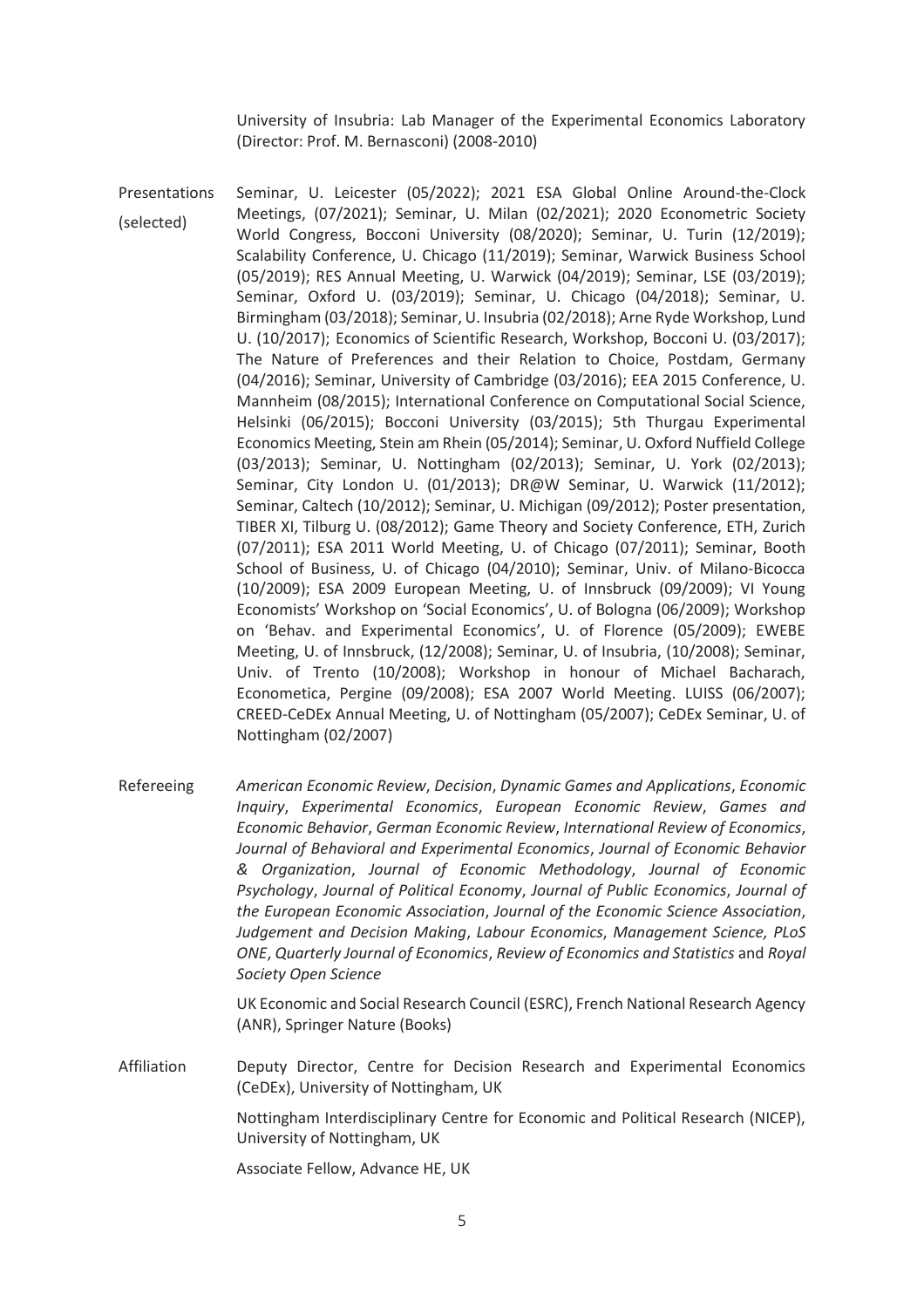University of Insubria: Lab Manager of the Experimental Economics Laboratory (Director: Prof. M. Bernasconi) (2008-2010)

**Presentations (selected)**

Seminar, U. Leicester (05/2022); 2021 ESA Global Online Around-the-Clock Meetings, (07/2021); Seminar, U. Milan (02/2021); 2020 Econometric Society World Congress, Bocconi University (08/2020); Seminar, U. Turin (12/2019); Scalability Conference, U. Chicago (11/2019); Seminar, Warwick Business School (05/2019); RES Annual Meeting, U. Warwick (04/2019); Seminar, LSE (03/2019); Seminar, Oxford U. (03/2019); Seminar, U. Chicago (04/2018); Seminar, U. Birmingham (03/2018); Seminar, U. Insubria (02/2018); Arne Ryde Workshop, Lund U. (10/2017); Economics of Scientific Research, Workshop, Bocconi U. (03/2017); The Nature of Preferences and their Relation to Choice, Postdam, Germany (04/2016); Seminar, University of Cambridge (03/2016); EEA 2015 Conference, U. Mannheim (08/2015); International Conference on Computational Social Science, Helsinki (06/2015); Bocconi University (03/2015); 5th Thurgau Experimental Economics Meeting, Stein am Rhein (05/2014); Seminar, U. Oxford Nuffield College (03/2013); Seminar, U. Nottingham (02/2013); Seminar, U. York (02/2013); Seminar, City London U. (01/2013); DR@W Seminar, U. Warwick (11/2012); Seminar, Caltech (10/2012); Seminar, U. Michigan (09/2012); Poster presentation, TIBER XI, Tilburg U. (08/2012); Game Theory and Society Conference, ETH, Zurich (07/2011); ESA 2011 World Meeting, U. of Chicago (07/2011); Seminar, Booth School of Business, U. of Chicago (04/2010); Seminar, Univ. of Milano-Bicocca (10/2009); ESA 2009 European Meeting, U. of Innsbruck (09/2009); VI Young Economists' Workshop on 'Social Economics', U. of Bologna (06/2009); Workshop on 'Behav. and Experimental Economics', U. of Florence (05/2009); EWEBE Meeting, U. of Innsbruck, (12/2008); Seminar, U. of Insubria, (10/2008); Seminar, Univ. of Trento (10/2008); Workshop in honour of Michael Bacharach, Econometica, Pergine (09/2008); ESA 2007 World Meeting. LUISS (06/2007); CREED-CeDEx Annual Meeting, U. of Nottingham (05/2007); CeDEx Seminar, U. of Nottingham (02/2007)

**Refereeing**

*American Economic Review*, *Decision*, *Dynamic Games and Applications*, *Economic Inquiry*, *Experimental Economics*, *European Economic Review*, *Games and Economic Behavior*, *German Economic Review*, *International Review of Economics*, *Journal of Behavioral and Experimental Economics*, *Journal of Economic Behavior & Organization*, *Journal of Economic Methodology*, *Journal of Economic Psychology*, *Journal of Political Economy*, *Journal of Public Economics*, *Journal of the European Economic Association*, *Journal of the Economic Science Association*, *Judgement and Decision Making*, *Labour Economics*, *Management Science, PLoS ONE*, *Quarterly Journal of Economics*, *Review of Economics and Statistics* and *Royal Society Open Science*

UK Economic and Social Research Council (ESRC), French National Research Agency (ANR), Springer Nature (Books)

**Affiliation**

Deputy Director, Centre for Decision Research and Experimental Economics (CeDEx), University of Nottingham, UK

Nottingham Interdisciplinary Centre for Economic and Political Research (NICEP), University of Nottingham, UK

Associate Fellow, Advance HE, UK